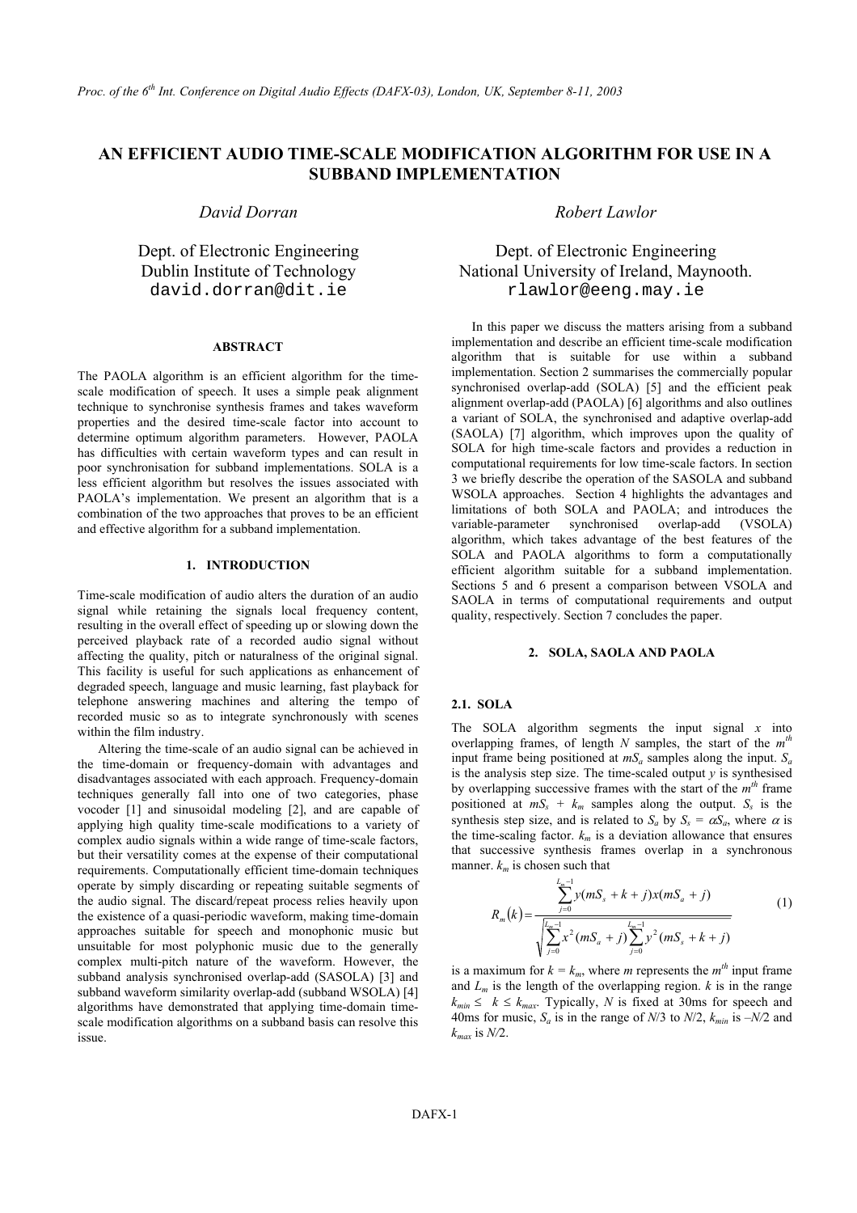# AN EFFICIENT AUDIO TIME-SCALE MODIFICATION ALGORITHM FOR USE IN A SUBBAND IMPLEMENTATION

*David Dorran*

Dept. of Electronic Engineering
Dublin Institute of Technology
david.dorran@dit.ie

*Robert Lawlor*

Dept. of Electronic Engineering
National University of Ireland, Maynooth.
rlawlor@eeng.may.ie

## ABSTRACT

The PAOLA algorithm is an efficient algorithm for the time-scale modification of speech. It uses a simple peak alignment technique to synchronise synthesis frames and takes waveform properties and the desired time-scale factor into account to determine optimum algorithm parameters. However, PAOLA has difficulties with certain waveform types and can result in poor synchronisation for subband implementations. SOLA is a less efficient algorithm but resolves the issues associated with PAOLA's implementation. We present an algorithm that is a combination of the two approaches that proves to be an efficient and effective algorithm for a subband implementation.

## 1. INTRODUCTION

Time-scale modification of audio alters the duration of an audio signal while retaining the signals local frequency content, resulting in the overall effect of speeding up or slowing down the perceived playback rate of a recorded audio signal without affecting the quality, pitch or naturalness of the original signal. This facility is useful for such applications as enhancement of degraded speech, language and music learning, fast playback for telephone answering machines and altering the tempo of recorded music so as to integrate synchronously with scenes within the film industry.

Altering the time-scale of an audio signal can be achieved in the time-domain or frequency-domain with advantages and disadvantages associated with each approach. Frequency-domain techniques generally fall into one of two categories, phase vocoder [1] and sinusoidal modeling [2], and are capable of applying high quality time-scale modifications to a variety of complex audio signals within a wide range of time-scale factors, but their versatility comes at the expense of their computational requirements. Computationally efficient time-domain techniques operate by simply discarding or repeating suitable segments of the audio signal. The discard/repeat process relies heavily upon the existence of a quasi-periodic waveform, making time-domain approaches suitable for speech and monophonic music but unsuitable for most polyphonic music due to the generally complex multi-pitch nature of the waveform. However, the subband analysis synchronised overlap-add (SASOLA) [3] and subband waveform similarity overlap-add (subband WSOLA) [4] algorithms have demonstrated that applying time-domain time-scale modification algorithms on a subband basis can resolve this issue.

In this paper we discuss the matters arising from a subband implementation and describe an efficient time-scale modification algorithm that is suitable for use within a subband implementation. Section 2 summarises the commercially popular synchronised overlap-add (SOLA) [5] and the efficient peak alignment overlap-add (PAOLA) [6] algorithms and also outlines a variant of SOLA, the synchronised and adaptive overlap-add (SAOLA) [7] algorithm, which improves upon the quality of SOLA for high time-scale factors and provides a reduction in computational requirements for low time-scale factors. In section 3 we briefly describe the operation of the SASOLA and subband WSOLA approaches. Section 4 highlights the advantages and limitations of both SOLA and PAOLA; and introduces the variable-parameter synchronised overlap-add (VSOLA) algorithm, which takes advantage of the best features of the SOLA and PAOLA algorithms to form a computationally efficient algorithm suitable for a subband implementation. Sections 5 and 6 present a comparison between VSOLA and SAOLA in terms of computational requirements and output quality, respectively. Section 7 concludes the paper.

## 2. SOLA, SAOLA AND PAOLA

### 2.1. SOLA

The SOLA algorithm segments the input signal $x$ into overlapping frames, of length $N$ samples, the start of the $m^{th}$ input frame being positioned at $mS_a$ samples along the input. $S_a$ is the analysis step size. The time-scaled output $y$ is synthesised by overlapping successive frames with the start of the $m^{th}$ frame positioned at $mS_s + k_m$ samples along the output. $S_s$ is the synthesis step size, and is related to $S_a$ by $S_s = \alpha S_a$, where $\alpha$ is the time-scaling factor. $k_m$ is a deviation allowance that ensures that successive synthesis frames overlap in a synchronous manner. $k_m$ is chosen such that

$$R_m(k) = \frac{\sum_{j=0}^{L_m-1} y(mS_s + k + j)x(mS_a + j)}{\sqrt{\sum_{j=0}^{L_m-1} x^2(mS_a + j)\sum_{j=0}^{L_m-1} y^2(mS_s + k + j)}} \tag{1}$$

is a maximum for $k = k_m$, where $m$ represents the $m^{th}$ input frame and $L_m$ is the length of the overlapping region. $k$ is in the range $k_{min} \leq k \leq k_{max}$. Typically, $N$ is fixed at 30ms for speech and 40ms for music, $S_a$ is in the range of $N/3$ to $N/2$, $k_{min}$ is $-N/2$ and $k_{max}$ is $N/2$.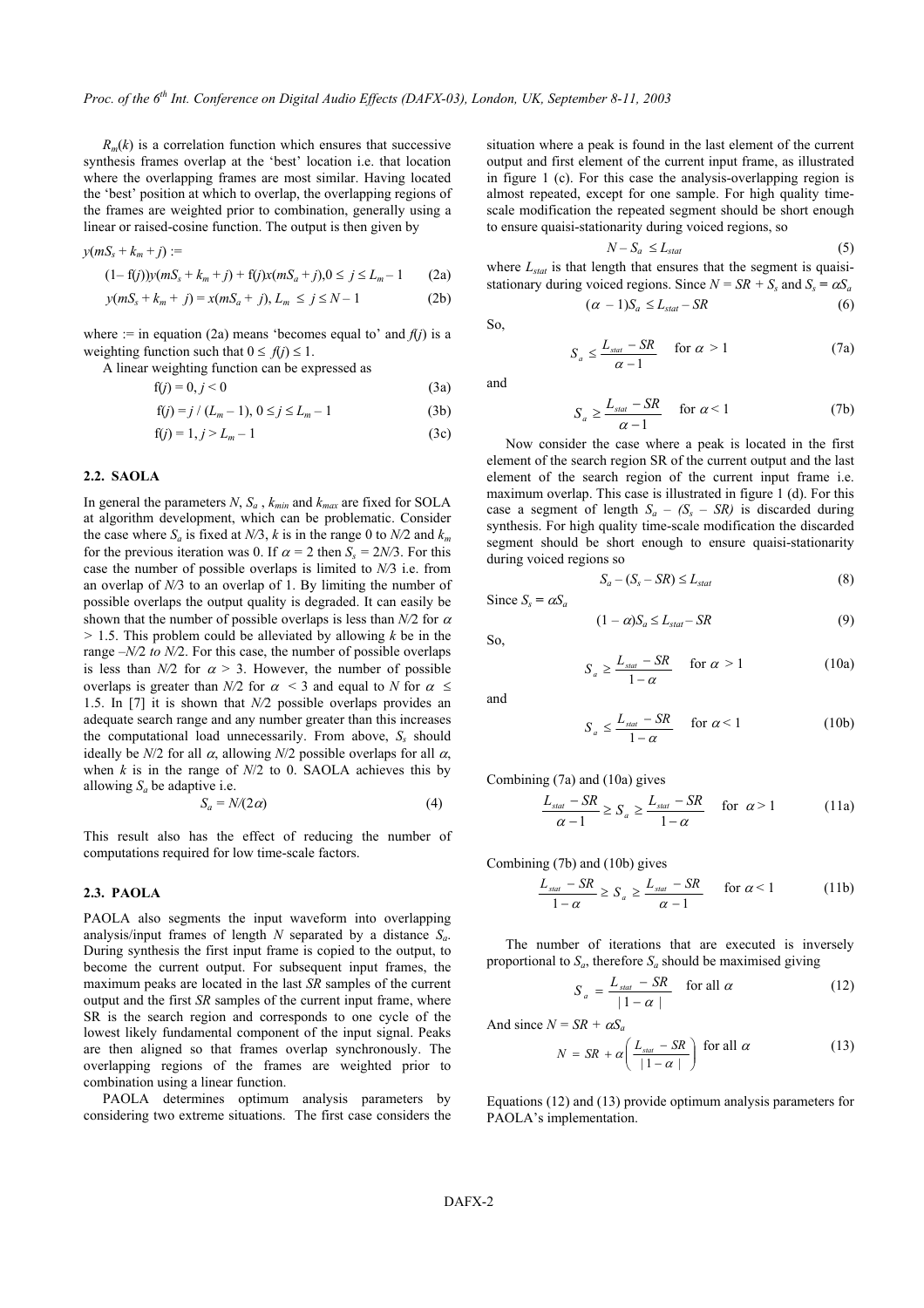$R_m(k)$ is a correlation function which ensures that successive synthesis frames overlap at the 'best' location i.e. that location where the overlapping frames are most similar. Having located the 'best' position at which to overlap, the overlapping regions of the frames are weighted prior to combination, generally using a linear or raised-cosine function. The output is then given by

$$y(mS_s + k_m + j) :=$$

$$(1 - f(j))y(mS_s + k_m + j) + f(j)x(mS_a + j), 0 \leq j \leq L_m - 1 \quad (2a)$$

$$y(mS_s + k_m + j) = x(mS_a + j), L_m \leq j \leq N - 1 \quad (2b)$$

where := in equation (2a) means 'becomes equal to' and $f(j)$ is a weighting function such that $0 \leq f(j) \leq 1$.

A linear weighting function can be expressed as

$$f(j) = 0, j < 0 \quad (3a)$$

$$f(j) = j / (L_m - 1), 0 \leq j \leq L_m - 1 \quad (3b)$$

$$f(j) = 1, j > L_m - 1 \quad (3c)$$

### 2.2. SAOLA

In general the parameters $N$, $S_a$, $k_{min}$ and $k_{max}$ are fixed for SOLA at algorithm development, which can be problematic. Consider the case where $S_a$ is fixed at $N/3$, $k$ is in the range 0 to $N/2$ and $k_m$ for the previous iteration was 0. If $\alpha = 2$ then $S_s = 2N/3$. For this case the number of possible overlaps is limited to $N/3$ i.e. from an overlap of $N/3$ to an overlap of 1. By limiting the number of possible overlaps the output quality is degraded. It can easily be shown that the number of possible overlaps is less than $N/2$ for $\alpha > 1.5$. This problem could be alleviated by allowing $k$ be in the range $-N/2$ *to* $N/2$. For this case, the number of possible overlaps is less than $N/2$ for $\alpha > 3$. However, the number of possible overlaps is greater than $N/2$ for $\alpha < 3$ and equal to $N$ for $\alpha \leq 1.5$. In [7] it is shown that $N/2$ possible overlaps provides an adequate search range and any number greater than this increases the computational load unnecessarily. From above, $S_s$ should ideally be $N/2$ for all $\alpha$, allowing $N/2$ possible overlaps for all $\alpha$, when $k$ is in the range of $N/2$ to 0. SAOLA achieves this by allowing $S_a$ be adaptive i.e.

$$S_a = N/(2\alpha) \quad (4)$$

This result also has the effect of reducing the number of computations required for low time-scale factors.

### 2.3. PAOLA

PAOLA also segments the input waveform into overlapping analysis/input frames of length $N$ separated by a distance $S_a$. During synthesis the first input frame is copied to the output, to become the current output. For subsequent input frames, the maximum peaks are located in the last $SR$ samples of the current output and the first $SR$ samples of the current input frame, where SR is the search region and corresponds to one cycle of the lowest likely fundamental component of the input signal. Peaks are then aligned so that frames overlap synchronously. The overlapping regions of the frames are weighted prior to combination using a linear function.

PAOLA determines optimum analysis parameters by considering two extreme situations. The first case considers the situation where a peak is found in the last element of the current output and first element of the current input frame, as illustrated in figure 1 (c). For this case the analysis-overlapping region is almost repeated, except for one sample. For high quality time-scale modification the repeated segment should be short enough to ensure quaisi-stationarity during voiced regions, so

$$N - S_a \leq L_{stat} \quad (5)$$

where $L_{stat}$ is that length that ensures that the segment is quaisi-stationary during voiced regions. Since $N = SR + S_s$ and $S_s = \alpha S_a$

$$(\alpha - 1)S_a \leq L_{stat} - SR \quad (6)$$

So,

$$S_a \leq \frac{L_{stat} - SR}{\alpha - 1} \quad \text{for } \alpha > 1 \quad (7a)$$

and

$$S_a \geq \frac{L_{stat} - SR}{\alpha - 1} \quad \text{for } \alpha < 1 \quad (7b)$$

Now consider the case where a peak is located in the first element of the search region SR of the current output and the last element of the search region of the current input frame i.e. maximum overlap. This case is illustrated in figure 1 (d). For this case a segment of length $S_a - (S_s - SR)$ is discarded during synthesis. For high quality time-scale modification the discarded segment should be short enough to ensure quaisi-stationarity during voiced regions so

$$S_a - (S_s - SR) \leq L_{stat} \quad (8)$$

Since $S_s = \alpha S_a$

$$(1 - \alpha)S_a \leq L_{stat} - SR \quad (9)$$

So,

$$S_a \geq \frac{L_{stat} - SR}{1 - \alpha} \quad \text{for } \alpha > 1 \quad (10a)$$

and

$$S_a \leq \frac{L_{stat} - SR}{1 - \alpha} \quad \text{for } \alpha < 1 \quad (10b)$$

Combining (7a) and (10a) gives

$$\frac{L_{stat} - SR}{\alpha - 1} \geq S_a \geq \frac{L_{stat} - SR}{1 - \alpha} \quad \text{for } \alpha > 1 \quad (11a)$$

Combining (7b) and (10b) gives

$$\frac{L_{stat} - SR}{1 - \alpha} \geq S_a \geq \frac{L_{stat} - SR}{\alpha - 1} \quad \text{for } \alpha < 1 \quad (11b)$$

The number of iterations that are executed is inversely proportional to $S_a$, therefore $S_a$ should be maximised giving

$$S_a = \frac{L_{stat} - SR}{|1 - \alpha|} \quad \text{for all } \alpha \quad (12)$$

And since $N = SR + \alpha S_a$

$$N = SR + \alpha\left(\frac{L_{stat} - SR}{|1 - \alpha|}\right) \text{ for all } \alpha \quad (13)$$

Equations (12) and (13) provide optimum analysis parameters for PAOLA's implementation.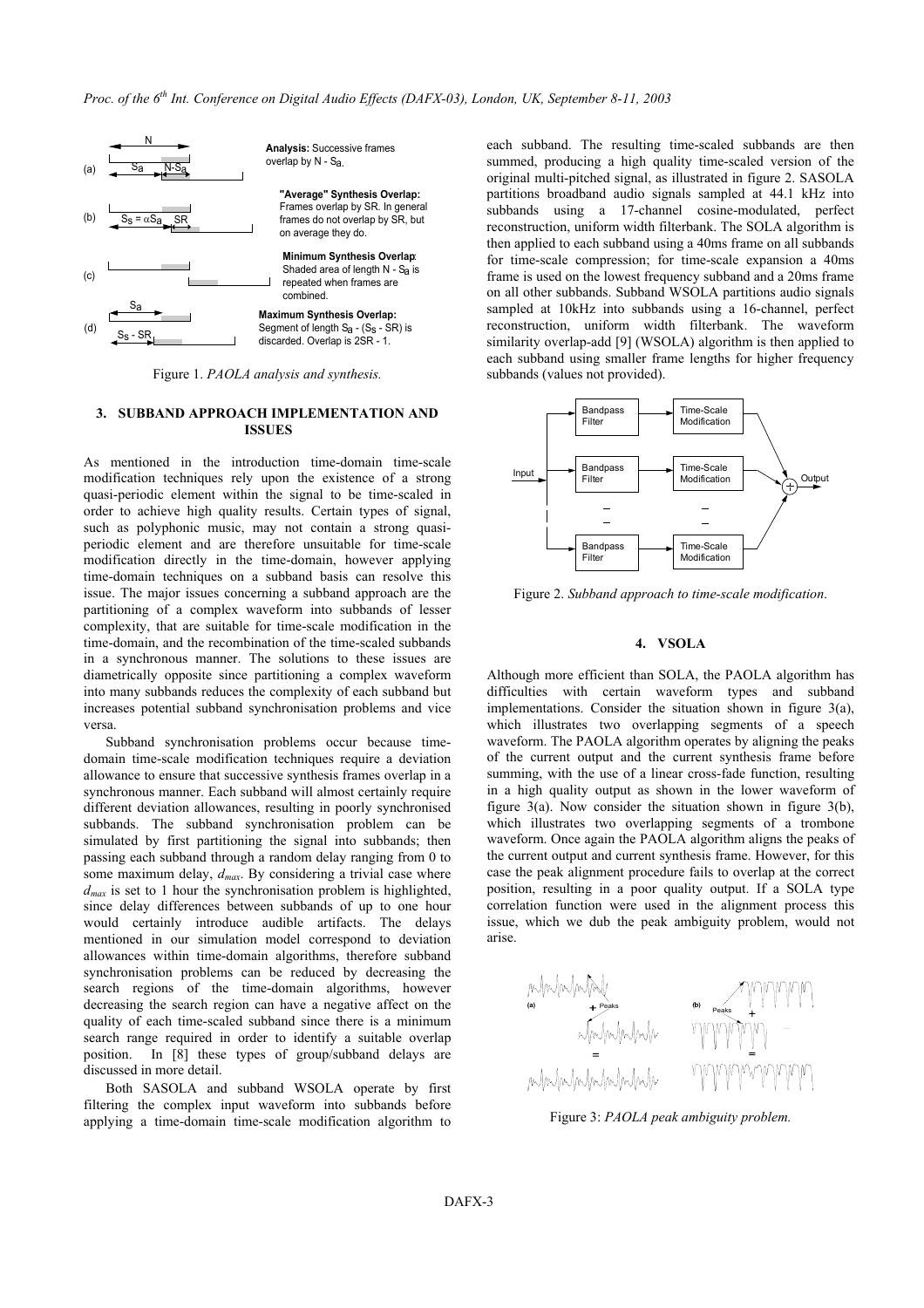Figure 1. *PAOLA analysis and synthesis.*

## 3. SUBBAND APPROACH IMPLEMENTATION AND ISSUES

As mentioned in the introduction time-domain time-scale modification techniques rely upon the existence of a strong quasi-periodic element within the signal to be time-scaled in order to achieve high quality results. Certain types of signal, such as polyphonic music, may not contain a strong quasi-periodic element and are therefore unsuitable for time-scale modification directly in the time-domain, however applying time-domain techniques on a subband basis can resolve this issue. The major issues concerning a subband approach are the partitioning of a complex waveform into subbands of lesser complexity, that are suitable for time-scale modification in the time-domain, and the recombination of the time-scaled subbands in a synchronous manner. The solutions to these issues are diametrically opposite since partitioning a complex waveform into many subbands reduces the complexity of each subband but increases potential subband synchronisation problems and vice versa.

Subband synchronisation problems occur because time-domain time-scale modification techniques require a deviation allowance to ensure that successive synthesis frames overlap in a synchronous manner. Each subband will almost certainly require different deviation allowances, resulting in poorly synchronised subbands. The subband synchronisation problem can be simulated by first partitioning the signal into subbands; then passing each subband through a random delay ranging from 0 to some maximum delay, $d_{max}$. By considering a trivial case where $d_{max}$ is set to 1 hour the synchronisation problem is highlighted, since delay differences between subbands of up to one hour would certainly introduce audible artifacts. The delays mentioned in our simulation model correspond to deviation allowances within time-domain algorithms, therefore subband synchronisation problems can be reduced by decreasing the search regions of the time-domain algorithms, however decreasing the search region can have a negative affect on the quality of each time-scaled subband since there is a minimum search range required in order to identify a suitable overlap position. In [8] these types of group/subband delays are discussed in more detail.

Both SASOLA and subband WSOLA operate by first filtering the complex input waveform into subbands before applying a time-domain time-scale modification algorithm to each subband. The resulting time-scaled subbands are then summed, producing a high quality time-scaled version of the original multi-pitched signal, as illustrated in figure 2. SASOLA partitions broadband audio signals sampled at 44.1 kHz into subbands using a 17-channel cosine-modulated, perfect reconstruction, uniform width filterbank. The SOLA algorithm is then applied to each subband using a 40ms frame on all subbands for time-scale compression; for time-scale expansion a 40ms frame is used on the lowest frequency subband and a 20ms frame on all other subbands. Subband WSOLA partitions audio signals sampled at 10kHz into subbands using a 16-channel, perfect reconstruction, uniform width filterbank. The waveform similarity overlap-add [9] (WSOLA) algorithm is then applied to each subband using smaller frame lengths for higher frequency subbands (values not provided).

Figure 2. *Subband approach to time-scale modification.*

## 4. VSOLA

Although more efficient than SOLA, the PAOLA algorithm has difficulties with certain waveform types and subband implementations. Consider the situation shown in figure 3(a), which illustrates two overlapping segments of a speech waveform. The PAOLA algorithm operates by aligning the peaks of the current output and the current synthesis frame before summing, with the use of a linear cross-fade function, resulting in a high quality output as shown in the lower waveform of figure 3(a). Now consider the situation shown in figure 3(b), which illustrates two overlapping segments of a trombone waveform. Once again the PAOLA algorithm aligns the peaks of the current output and current synthesis frame. However, for this case the peak alignment procedure fails to overlap at the correct position, resulting in a poor quality output. If a SOLA type correlation function were used in the alignment process this issue, which we dub the peak ambiguity problem, would not arise.

Figure 3: *PAOLA peak ambiguity problem.*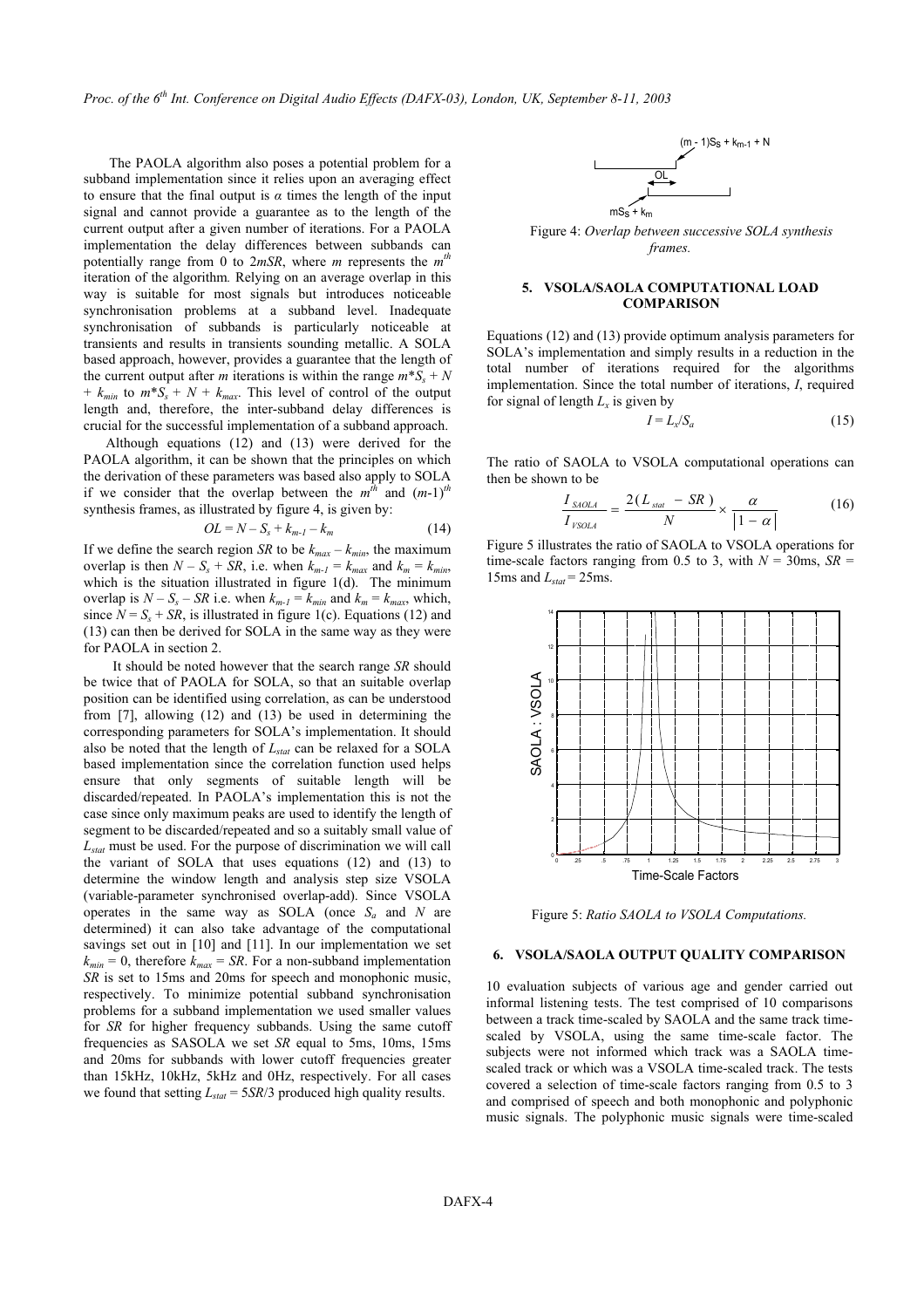The PAOLA algorithm also poses a potential problem for a subband implementation since it relies upon an averaging effect to ensure that the final output is $\alpha$ times the length of the input signal and cannot provide a guarantee as to the length of the current output after a given number of iterations. For a PAOLA implementation the delay differences between subbands can potentially range from 0 to $2mSR$, where $m$ represents the $m^{th}$ iteration of the algorithm. Relying on an average overlap in this way is suitable for most signals but introduces noticeable synchronisation problems at a subband level. Inadequate synchronisation of subbands is particularly noticeable at transients and results in transients sounding metallic. A SOLA based approach, however, provides a guarantee that the length of the current output after $m$ iterations is within the range $m*S_s + N + k_{min}$ to $m*S_s + N + k_{max}$. This level of control of the output length and, therefore, the inter-subband delay differences is crucial for the successful implementation of a subband approach.

Although equations (12) and (13) were derived for the PAOLA algorithm, it can be shown that the principles on which the derivation of these parameters was based also apply to SOLA if we consider that the overlap between the $m^{th}$ and $(m\text{-}1)^{th}$ synthesis frames, as illustrated by figure 4, is given by:

$$OL = N - S_s + k_{m-1} - k_m \tag{14}$$

If we define the search region $SR$ to be $k_{max} - k_{min}$, the maximum overlap is then $N - S_s + SR$, i.e. when $k_{m-1} = k_{max}$ and $k_m = k_{min}$, which is the situation illustrated in figure 1(d). The minimum overlap is $N - S_s - SR$ i.e. when $k_{m-1} = k_{min}$ and $k_m = k_{max}$, which, since $N = S_s + SR$, is illustrated in figure 1(c). Equations (12) and (13) can then be derived for SOLA in the same way as they were for PAOLA in section 2.

It should be noted however that the search range $SR$ should be twice that of PAOLA for SOLA, so that an suitable overlap position can be identified using correlation, as can be understood from [7], allowing (12) and (13) be used in determining the corresponding parameters for SOLA's implementation. It should also be noted that the length of $L_{stat}$ can be relaxed for a SOLA based implementation since the correlation function used helps ensure that only segments of suitable length will be discarded/repeated. In PAOLA's implementation this is not the case since only maximum peaks are used to identify the length of segment to be discarded/repeated and so a suitably small value of $L_{stat}$ must be used. For the purpose of discrimination we will call the variant of SOLA that uses equations (12) and (13) to determine the window length and analysis step size VSOLA (variable-parameter synchronised overlap-add). Since VSOLA operates in the same way as SOLA (once $S_a$ and $N$ are determined) it can also take advantage of the computational savings set out in [10] and [11]. In our implementation we set $k_{min} = 0$, therefore $k_{max} = SR$. For a non-subband implementation $SR$ is set to 15ms and 20ms for speech and monophonic music, respectively. To minimize potential subband synchronisation problems for a subband implementation we used smaller values for $SR$ for higher frequency subbands. Using the same cutoff frequencies as SASOLA we set $SR$ equal to 5ms, 10ms, 15ms and 20ms for subbands with lower cutoff frequencies greater than 15kHz, 10kHz, 5kHz and 0Hz, respectively. For all cases we found that setting $L_{stat} = 5SR/3$ produced high quality results.

Figure 4: *Overlap between successive SOLA synthesis frames.*

## 5. VSOLA/SAOLA COMPUTATIONAL LOAD COMPARISON

Equations (12) and (13) provide optimum analysis parameters for SOLA's implementation and simply results in a reduction in the total number of iterations required for the algorithms implementation. Since the total number of iterations, $I$, required for signal of length $L_x$ is given by

$$I = L_x / S_a \tag{15}$$

The ratio of SAOLA to VSOLA computational operations can then be shown to be

$$\frac{I_{SAOLA}}{I_{VSOLA}} = \frac{2(L_{stat} - SR)}{N} \times \frac{\alpha}{|1-\alpha|} \tag{16}$$

Figure 5 illustrates the ratio of SAOLA to VSOLA operations for time-scale factors ranging from 0.5 to 3, with $N$ = 30ms, $SR$ = 15ms and $L_{stat}$ = 25ms.

Figure 5: *Ratio SAOLA to VSOLA Computations.*

## 6. VSOLA/SAOLA OUTPUT QUALITY COMPARISON

10 evaluation subjects of various age and gender carried out informal listening tests. The test comprised of 10 comparisons between a track time-scaled by SAOLA and the same track time-scaled by VSOLA, using the same time-scale factor. The subjects were not informed which track was a SAOLA time-scaled track or which was a VSOLA time-scaled track. The tests covered a selection of time-scale factors ranging from 0.5 to 3 and comprised of speech and both monophonic and polyphonic music signals. The polyphonic music signals were time-scaled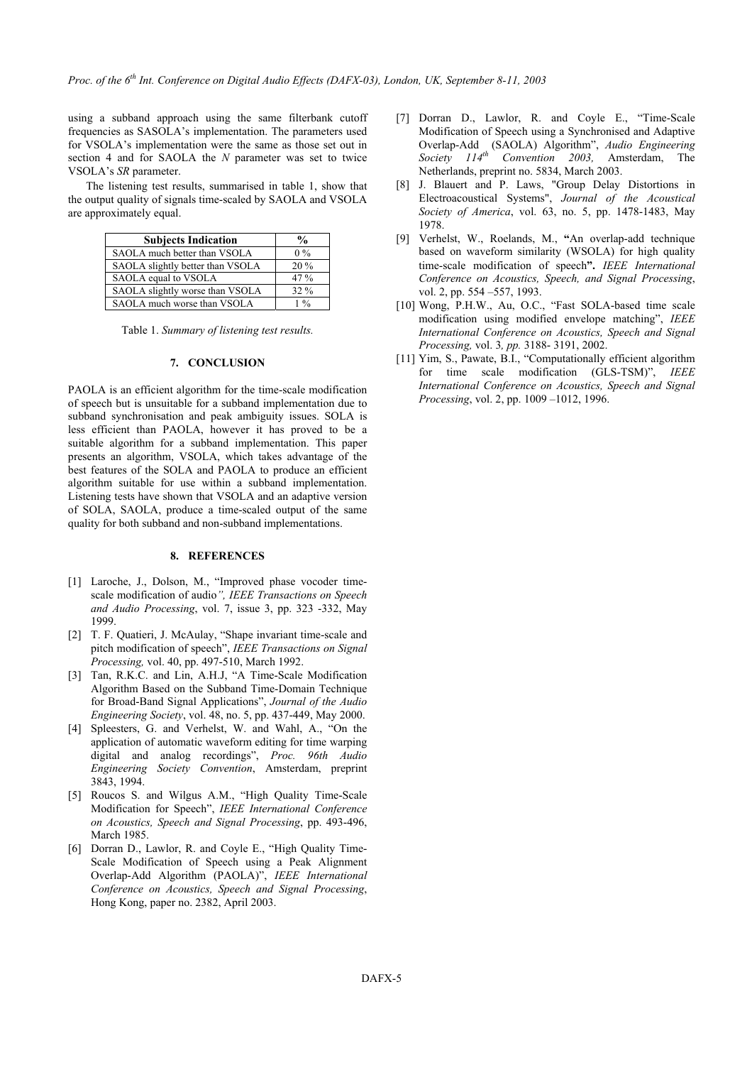using a subband approach using the same filterbank cutoff frequencies as SASOLA's implementation. The parameters used for VSOLA's implementation were the same as those set out in section 4 and for SAOLA the *N* parameter was set to twice VSOLA's *SR* parameter.

The listening test results, summarised in table 1, show that the output quality of signals time-scaled by SAOLA and VSOLA are approximately equal.

| Subjects Indication | % |
|---|---|
| SAOLA much better than VSOLA | 0 % |
| SAOLA slightly better than VSOLA | 20 % |
| SAOLA equal to VSOLA | 47 % |
| SAOLA slightly worse than VSOLA | 32 % |
| SAOLA much worse than VSOLA | 1 % |

Table 1. *Summary of listening test results.*

## 7. CONCLUSION

PAOLA is an efficient algorithm for the time-scale modification of speech but is unsuitable for a subband implementation due to subband synchronisation and peak ambiguity issues. SOLA is less efficient than PAOLA, however it has proved to be a suitable algorithm for a subband implementation. This paper presents an algorithm, VSOLA, which takes advantage of the best features of the SOLA and PAOLA to produce an efficient algorithm suitable for use within a subband implementation. Listening tests have shown that VSOLA and an adaptive version of SOLA, SAOLA, produce a time-scaled output of the same quality for both subband and non-subband implementations.

## 8. REFERENCES

[1] Laroche, J., Dolson, M., "Improved phase vocoder time-scale modification of audio*", IEEE Transactions on Speech and Audio Processing*, vol. 7, issue 3, pp. 323 -332, May 1999.

[2] T. F. Quatieri, J. McAulay, "Shape invariant time-scale and pitch modification of speech", *IEEE Transactions on Signal Processing,* vol. 40, pp. 497-510, March 1992.

[3] Tan, R.K.C. and Lin, A.H.J, "A Time-Scale Modification Algorithm Based on the Subband Time-Domain Technique for Broad-Band Signal Applications", *Journal of the Audio Engineering Society*, vol. 48, no. 5, pp. 437-449, May 2000.

[4] Spleesters, G. and Verhelst, W. and Wahl, A., "On the application of automatic waveform editing for time warping digital and analog recordings", *Proc. 96th Audio Engineering Society Convention*, Amsterdam, preprint 3843, 1994.

[5] Roucos S. and Wilgus A.M., "High Quality Time-Scale Modification for Speech", *IEEE International Conference on Acoustics, Speech and Signal Processing*, pp. 493-496, March 1985.

[6] Dorran D., Lawlor, R. and Coyle E., "High Quality Time-Scale Modification of Speech using a Peak Alignment Overlap-Add Algorithm (PAOLA)", *IEEE International Conference on Acoustics, Speech and Signal Processing*, Hong Kong, paper no. 2382, April 2003.

[7] Dorran D., Lawlor, R. and Coyle E., "Time-Scale Modification of Speech using a Synchronised and Adaptive Overlap-Add (SAOLA) Algorithm", *Audio Engineering Society 114th Convention 2003,* Amsterdam, The Netherlands, preprint no. 5834, March 2003.

[8] J. Blauert and P. Laws, "Group Delay Distortions in Electroacoustical Systems", *Journal of the Acoustical Society of America*, vol. 63, no. 5, pp. 1478-1483, May 1978.

[9] Verhelst, W., Roelands, M., **"**An overlap-add technique based on waveform similarity (WSOLA) for high quality time-scale modification of speech**".** *IEEE International Conference on Acoustics, Speech, and Signal Processing*, vol. 2, pp. 554 –557, 1993.

[10] Wong, P.H.W., Au, O.C., "Fast SOLA-based time scale modification using modified envelope matching", *IEEE International Conference on Acoustics, Speech and Signal Processing,* vol. 3*, pp.* 3188- 3191, 2002.

[11] Yim, S., Pawate, B.I., "Computationally efficient algorithm for time scale modification (GLS-TSM)", *IEEE International Conference on Acoustics, Speech and Signal Processing*, vol. 2, pp. 1009 –1012, 1996.